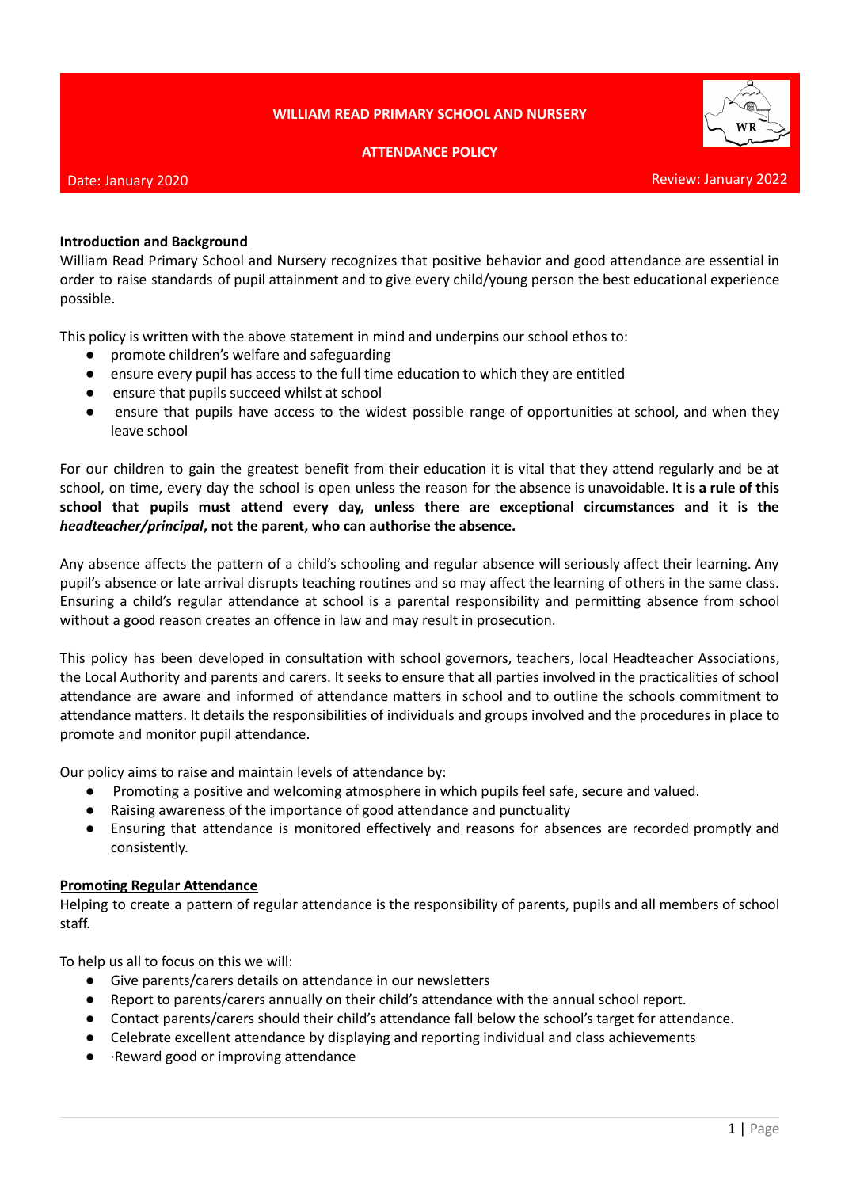**WILLIAM READ PRIMARY SCHOOL AND NURSERY**

**ATTENDANCE POLICY**

Date: January 2020 Review: January 2022

## Introduction and Background

William Read Primary School and Nursery recognizes that positive behavior and good attendance are essential in order to raise standards of pupil attainment and to give every child/young person the best educational experience possible.

This policy is written with the above statement in mind and underpins our school ethos to:

- promote children's welfare and safeguarding
- ensure every pupil has access to the full time education to which they are entitled
- ensure that pupils succeed whilst at school
- ensure that pupils have access to the widest possible range of opportunities at school, and when they leave school

For our children to gain the greatest benefit from their education it is vital that they attend regularly and be at school, on time, every day the school is open unless the reason for the absence is unavoidable. **It is a rule of this school that pupils must attend every day, unless there are exceptional circumstances and it is the *headteacher/principal*, not the parent, who can authorise the absence.**

Any absence affects the pattern of a child's schooling and regular absence will seriously affect their learning. Any pupil's absence or late arrival disrupts teaching routines and so may affect the learning of others in the same class. Ensuring a child's regular attendance at school is a parental responsibility and permitting absence from school without a good reason creates an offence in law and may result in prosecution.

This policy has been developed in consultation with school governors, teachers, local Headteacher Associations, the Local Authority and parents and carers. It seeks to ensure that all parties involved in the practicalities of school attendance are aware and informed of attendance matters in school and to outline the schools commitment to attendance matters. It details the responsibilities of individuals and groups involved and the procedures in place to promote and monitor pupil attendance.

Our policy aims to raise and maintain levels of attendance by:

- Promoting a positive and welcoming atmosphere in which pupils feel safe, secure and valued.
- Raising awareness of the importance of good attendance and punctuality
- Ensuring that attendance is monitored effectively and reasons for absences are recorded promptly and consistently.

## Promoting Regular Attendance

Helping to create a pattern of regular attendance is the responsibility of parents, pupils and all members of school staff.

To help us all to focus on this we will:

- Give parents/carers details on attendance in our newsletters
- Report to parents/carers annually on their child's attendance with the annual school report.
- Contact parents/carers should their child's attendance fall below the school's target for attendance.
- Celebrate excellent attendance by displaying and reporting individual and class achievements
- ·Reward good or improving attendance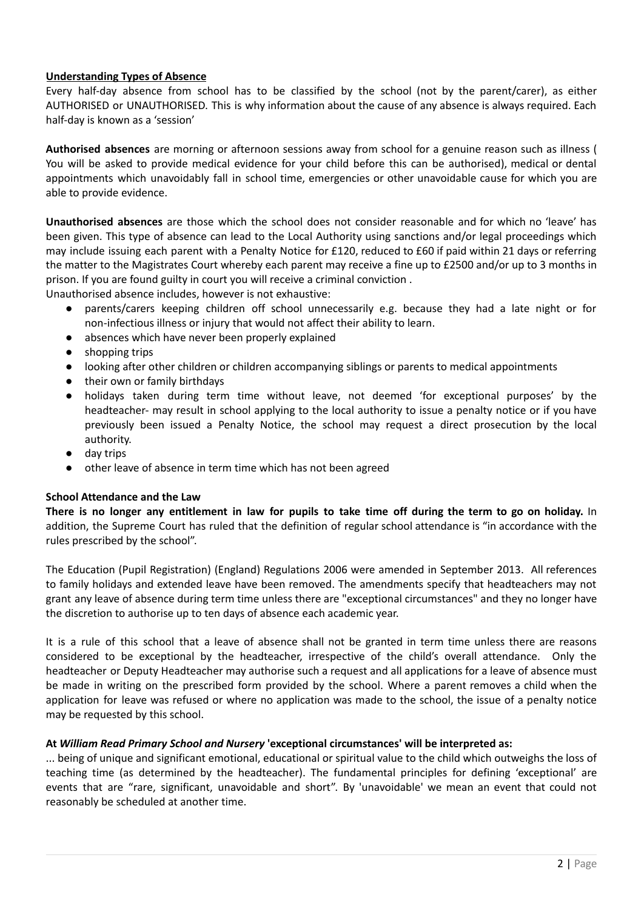**Understanding Types of Absence**

Every half-day absence from school has to be classified by the school (not by the parent/carer), as either AUTHORISED or UNAUTHORISED. This is why information about the cause of any absence is always required. Each half-day is known as a 'session'

**Authorised absences** are morning or afternoon sessions away from school for a genuine reason such as illness ( You will be asked to provide medical evidence for your child before this can be authorised), medical or dental appointments which unavoidably fall in school time, emergencies or other unavoidable cause for which you are able to provide evidence.

**Unauthorised absences** are those which the school does not consider reasonable and for which no 'leave' has been given. This type of absence can lead to the Local Authority using sanctions and/or legal proceedings which may include issuing each parent with a Penalty Notice for £120, reduced to £60 if paid within 21 days or referring the matter to the Magistrates Court whereby each parent may receive a fine up to £2500 and/or up to 3 months in prison. If you are found guilty in court you will receive a criminal conviction .

Unauthorised absence includes, however is not exhaustive:

- parents/carers keeping children off school unnecessarily e.g. because they had a late night or for non-infectious illness or injury that would not affect their ability to learn.
- absences which have never been properly explained
- shopping trips
- looking after other children or children accompanying siblings or parents to medical appointments
- their own or family birthdays
- holidays taken during term time without leave, not deemed 'for exceptional purposes' by the headteacher- may result in school applying to the local authority to issue a penalty notice or if you have previously been issued a Penalty Notice, the school may request a direct prosecution by the local authority.
- day trips
- other leave of absence in term time which has not been agreed

**School Attendance and the Law**

**There is no longer any entitlement in law for pupils to take time off during the term to go on holiday.** In addition, the Supreme Court has ruled that the definition of regular school attendance is "in accordance with the rules prescribed by the school".

The Education (Pupil Registration) (England) Regulations 2006 were amended in September 2013. All references to family holidays and extended leave have been removed. The amendments specify that headteachers may not grant any leave of absence during term time unless there are "exceptional circumstances" and they no longer have the discretion to authorise up to ten days of absence each academic year.

It is a rule of this school that a leave of absence shall not be granted in term time unless there are reasons considered to be exceptional by the headteacher, irrespective of the child's overall attendance. Only the headteacher or Deputy Headteacher may authorise such a request and all applications for a leave of absence must be made in writing on the prescribed form provided by the school. Where a parent removes a child when the application for leave was refused or where no application was made to the school, the issue of a penalty notice may be requested by this school.

**At *William Read Primary School and Nursery* 'exceptional circumstances' will be interpreted as:**

... being of unique and significant emotional, educational or spiritual value to the child which outweighs the loss of teaching time (as determined by the headteacher). The fundamental principles for defining 'exceptional' are events that are "rare, significant, unavoidable and short". By 'unavoidable' we mean an event that could not reasonably be scheduled at another time.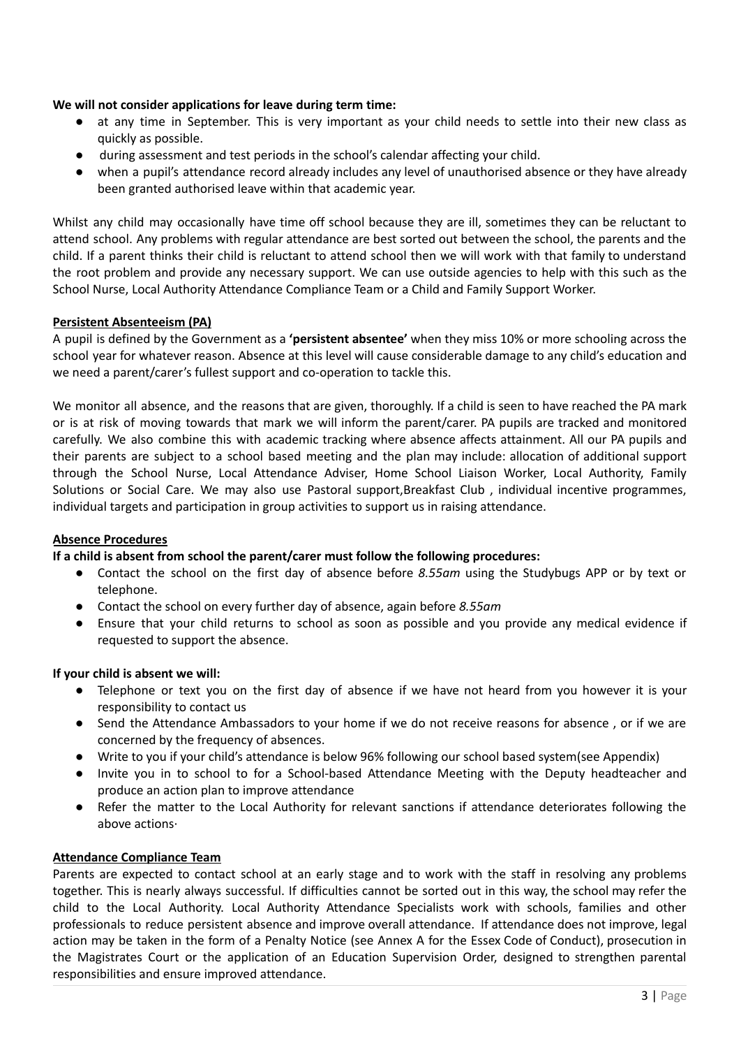**We will not consider applications for leave during term time:**

- at any time in September. This is very important as your child needs to settle into their new class as quickly as possible.
- during assessment and test periods in the school's calendar affecting your child.
- when a pupil's attendance record already includes any level of unauthorised absence or they have already been granted authorised leave within that academic year.

Whilst any child may occasionally have time off school because they are ill, sometimes they can be reluctant to attend school. Any problems with regular attendance are best sorted out between the school, the parents and the child. If a parent thinks their child is reluctant to attend school then we will work with that family to understand the root problem and provide any necessary support. We can use outside agencies to help with this such as the School Nurse, Local Authority Attendance Compliance Team or a Child and Family Support Worker.

**Persistent Absenteeism (PA)**

A pupil is defined by the Government as a **'persistent absentee'** when they miss 10% or more schooling across the school year for whatever reason. Absence at this level will cause considerable damage to any child's education and we need a parent/carer's fullest support and co-operation to tackle this.

We monitor all absence, and the reasons that are given, thoroughly. If a child is seen to have reached the PA mark or is at risk of moving towards that mark we will inform the parent/carer. PA pupils are tracked and monitored carefully. We also combine this with academic tracking where absence affects attainment. All our PA pupils and their parents are subject to a school based meeting and the plan may include: allocation of additional support through the School Nurse, Local Attendance Adviser, Home School Liaison Worker, Local Authority, Family Solutions or Social Care. We may also use Pastoral support,Breakfast Club , individual incentive programmes, individual targets and participation in group activities to support us in raising attendance.

**Absence Procedures**

**If a child is absent from school the parent/carer must follow the following procedures:**

- Contact the school on the first day of absence before *8.55am* using the Studybugs APP or by text or telephone.
- Contact the school on every further day of absence, again before *8.55am*
- Ensure that your child returns to school as soon as possible and you provide any medical evidence if requested to support the absence.

**If your child is absent we will:**

- Telephone or text you on the first day of absence if we have not heard from you however it is your responsibility to contact us
- Send the Attendance Ambassadors to your home if we do not receive reasons for absence , or if we are concerned by the frequency of absences.
- Write to you if your child's attendance is below 96% following our school based system(see Appendix)
- Invite you in to school to for a School-based Attendance Meeting with the Deputy headteacher and produce an action plan to improve attendance
- Refer the matter to the Local Authority for relevant sanctions if attendance deteriorates following the above actions·

**Attendance Compliance Team**

Parents are expected to contact school at an early stage and to work with the staff in resolving any problems together. This is nearly always successful. If difficulties cannot be sorted out in this way, the school may refer the child to the Local Authority. Local Authority Attendance Specialists work with schools, families and other professionals to reduce persistent absence and improve overall attendance. If attendance does not improve, legal action may be taken in the form of a Penalty Notice (see Annex A for the Essex Code of Conduct), prosecution in the Magistrates Court or the application of an Education Supervision Order, designed to strengthen parental responsibilities and ensure improved attendance.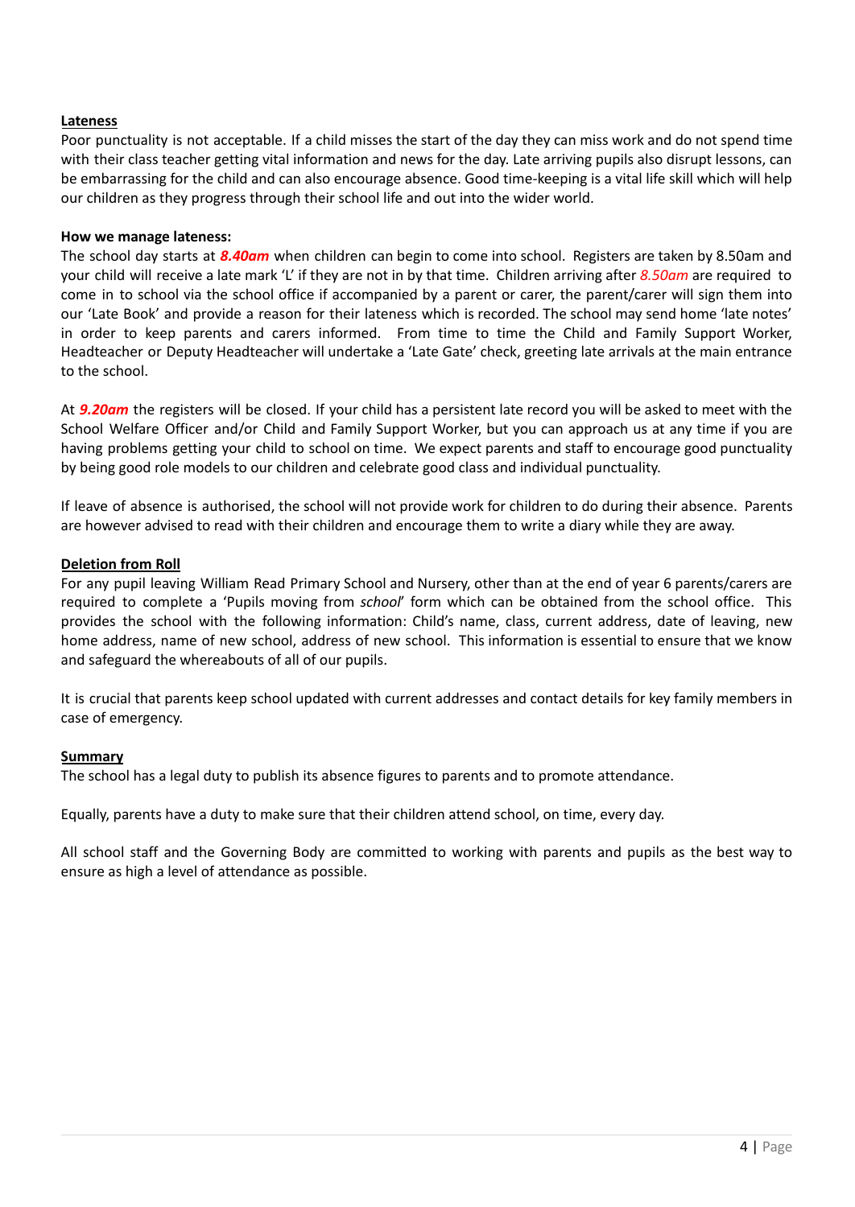## Lateness

Poor punctuality is not acceptable. If a child misses the start of the day they can miss work and do not spend time with their class teacher getting vital information and news for the day. Late arriving pupils also disrupt lessons, can be embarrassing for the child and can also encourage absence. Good time-keeping is a vital life skill which will help our children as they progress through their school life and out into the wider world.

**How we manage lateness:**

The school day starts at ***8.40am*** when children can begin to come into school. Registers are taken by 8.50am and your child will receive a late mark 'L' if they are not in by that time. Children arriving after *8.50am* are required to come in to school via the school office if accompanied by a parent or carer, the parent/carer will sign them into our 'Late Book' and provide a reason for their lateness which is recorded. The school may send home 'late notes' in order to keep parents and carers informed. From time to time the Child and Family Support Worker, Headteacher or Deputy Headteacher will undertake a 'Late Gate' check, greeting late arrivals at the main entrance to the school.

At ***9.20am*** the registers will be closed. If your child has a persistent late record you will be asked to meet with the School Welfare Officer and/or Child and Family Support Worker, but you can approach us at any time if you are having problems getting your child to school on time. We expect parents and staff to encourage good punctuality by being good role models to our children and celebrate good class and individual punctuality.

If leave of absence is authorised, the school will not provide work for children to do during their absence. Parents are however advised to read with their children and encourage them to write a diary while they are away.

## Deletion from Roll

For any pupil leaving William Read Primary School and Nursery, other than at the end of year 6 parents/carers are required to complete a 'Pupils moving from *school*' form which can be obtained from the school office. This provides the school with the following information: Child's name, class, current address, date of leaving, new home address, name of new school, address of new school. This information is essential to ensure that we know and safeguard the whereabouts of all of our pupils.

It is crucial that parents keep school updated with current addresses and contact details for key family members in case of emergency.

## Summary

The school has a legal duty to publish its absence figures to parents and to promote attendance.

Equally, parents have a duty to make sure that their children attend school, on time, every day.

All school staff and the Governing Body are committed to working with parents and pupils as the best way to ensure as high a level of attendance as possible.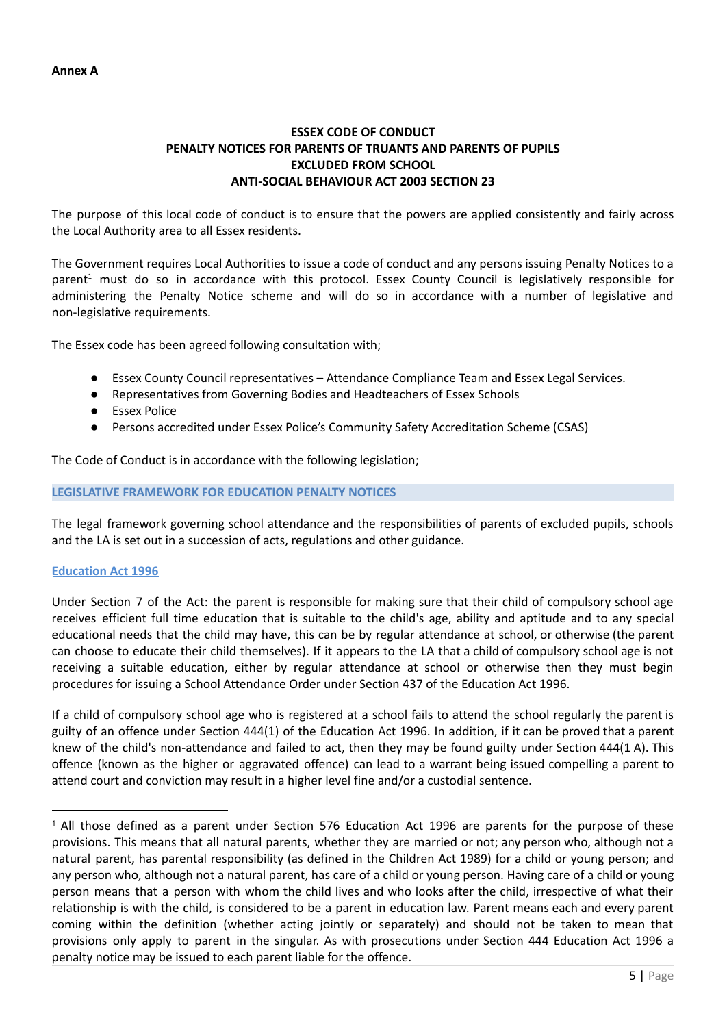**Annex A**

## ESSEX CODE OF CONDUCT
## PENALTY NOTICES FOR PARENTS OF TRUANTS AND PARENTS OF PUPILS EXCLUDED FROM SCHOOL
## ANTI-SOCIAL BEHAVIOUR ACT 2003 SECTION 23

The purpose of this local code of conduct is to ensure that the powers are applied consistently and fairly across the Local Authority area to all Essex residents.

The Government requires Local Authorities to issue a code of conduct and any persons issuing Penalty Notices to a parent[1] must do so in accordance with this protocol. Essex County Council is legislatively responsible for administering the Penalty Notice scheme and will do so in accordance with a number of legislative and non-legislative requirements.

The Essex code has been agreed following consultation with;

- Essex County Council representatives – Attendance Compliance Team and Essex Legal Services.
- Representatives from Governing Bodies and Headteachers of Essex Schools
- Essex Police
- Persons accredited under Essex Police's Community Safety Accreditation Scheme (CSAS)

The Code of Conduct is in accordance with the following legislation;

### LEGISLATIVE FRAMEWORK FOR EDUCATION PENALTY NOTICES

The legal framework governing school attendance and the responsibilities of parents of excluded pupils, schools and the LA is set out in a succession of acts, regulations and other guidance.

#### Education Act 1996

Under Section 7 of the Act: the parent is responsible for making sure that their child of compulsory school age receives efficient full time education that is suitable to the child's age, ability and aptitude and to any special educational needs that the child may have, this can be by regular attendance at school, or otherwise (the parent can choose to educate their child themselves). If it appears to the LA that a child of compulsory school age is not receiving a suitable education, either by regular attendance at school or otherwise then they must begin procedures for issuing a School Attendance Order under Section 437 of the Education Act 1996.

If a child of compulsory school age who is registered at a school fails to attend the school regularly the parent is guilty of an offence under Section 444(1) of the Education Act 1996. In addition, if it can be proved that a parent knew of the child's non-attendance and failed to act, then they may be found guilty under Section 444(1 A). This offence (known as the higher or aggravated offence) can lead to a warrant being issued compelling a parent to attend court and conviction may result in a higher level fine and/or a custodial sentence.

---

[1] All those defined as a parent under Section 576 Education Act 1996 are parents for the purpose of these provisions. This means that all natural parents, whether they are married or not; any person who, although not a natural parent, has parental responsibility (as defined in the Children Act 1989) for a child or young person; and any person who, although not a natural parent, has care of a child or young person. Having care of a child or young person means that a person with whom the child lives and who looks after the child, irrespective of what their relationship is with the child, is considered to be a parent in education law. Parent means each and every parent coming within the definition (whether acting jointly or separately) and should not be taken to mean that provisions only apply to parent in the singular. As with prosecutions under Section 444 Education Act 1996 a penalty notice may be issued to each parent liable for the offence.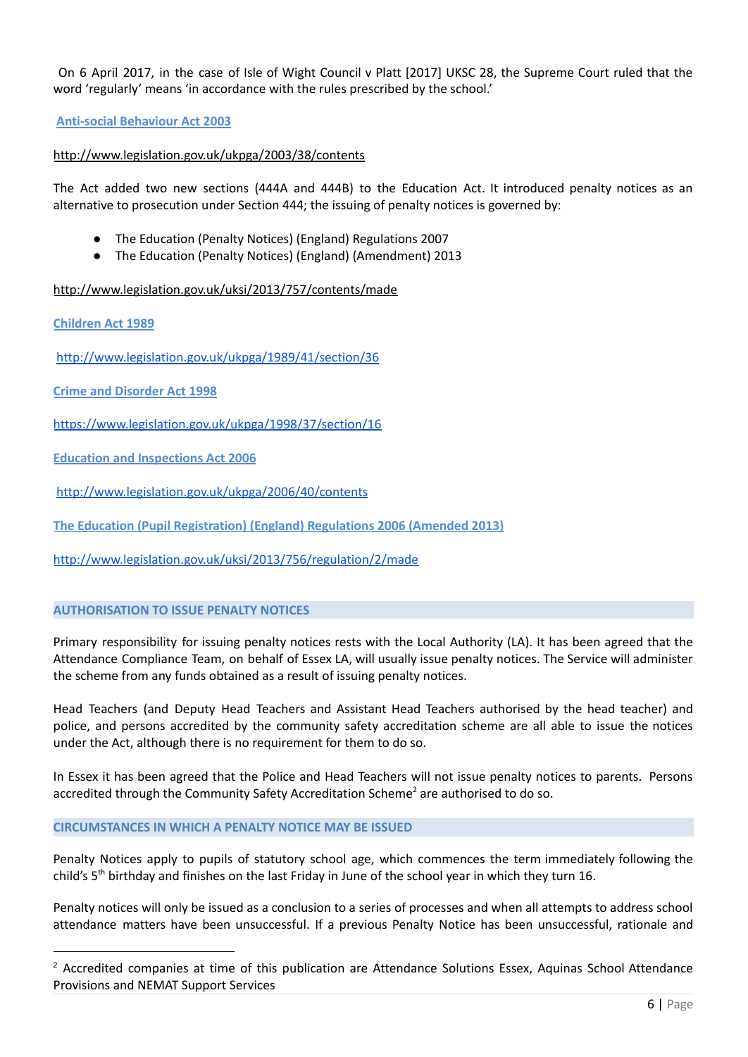On 6 April 2017, in the case of Isle of Wight Council v Platt [2017] UKSC 28, the Supreme Court ruled that the word 'regularly' means 'in accordance with the rules prescribed by the school.'

**Anti-social Behaviour Act 2003**

http://www.legislation.gov.uk/ukpga/2003/38/contents

The Act added two new sections (444A and 444B) to the Education Act. It introduced penalty notices as an alternative to prosecution under Section 444; the issuing of penalty notices is governed by:

- The Education (Penalty Notices) (England) Regulations 2007
- The Education (Penalty Notices) (England) (Amendment) 2013

http://www.legislation.gov.uk/uksi/2013/757/contents/made

**Children Act 1989**

http://www.legislation.gov.uk/ukpga/1989/41/section/36

**Crime and Disorder Act 1998**

https://www.legislation.gov.uk/ukpga/1998/37/section/16

**Education and Inspections Act 2006**

http://www.legislation.gov.uk/ukpga/2006/40/contents

**The Education (Pupil Registration) (England) Regulations 2006 (Amended 2013)**

http://www.legislation.gov.uk/uksi/2013/756/regulation/2/made

## AUTHORISATION TO ISSUE PENALTY NOTICES

Primary responsibility for issuing penalty notices rests with the Local Authority (LA). It has been agreed that the Attendance Compliance Team, on behalf of Essex LA, will usually issue penalty notices. The Service will administer the scheme from any funds obtained as a result of issuing penalty notices.

Head Teachers (and Deputy Head Teachers and Assistant Head Teachers authorised by the head teacher) and police, and persons accredited by the community safety accreditation scheme are all able to issue the notices under the Act, although there is no requirement for them to do so.

In Essex it has been agreed that the Police and Head Teachers will not issue penalty notices to parents. Persons accredited through the Community Safety Accreditation Scheme[2] are authorised to do so.

## CIRCUMSTANCES IN WHICH A PENALTY NOTICE MAY BE ISSUED

Penalty Notices apply to pupils of statutory school age, which commences the term immediately following the child's 5th birthday and finishes on the last Friday in June of the school year in which they turn 16.

Penalty notices will only be issued as a conclusion to a series of processes and when all attempts to address school attendance matters have been unsuccessful. If a previous Penalty Notice has been unsuccessful, rationale and

[2] Accredited companies at time of this publication are Attendance Solutions Essex, Aquinas School Attendance Provisions and NEMAT Support Services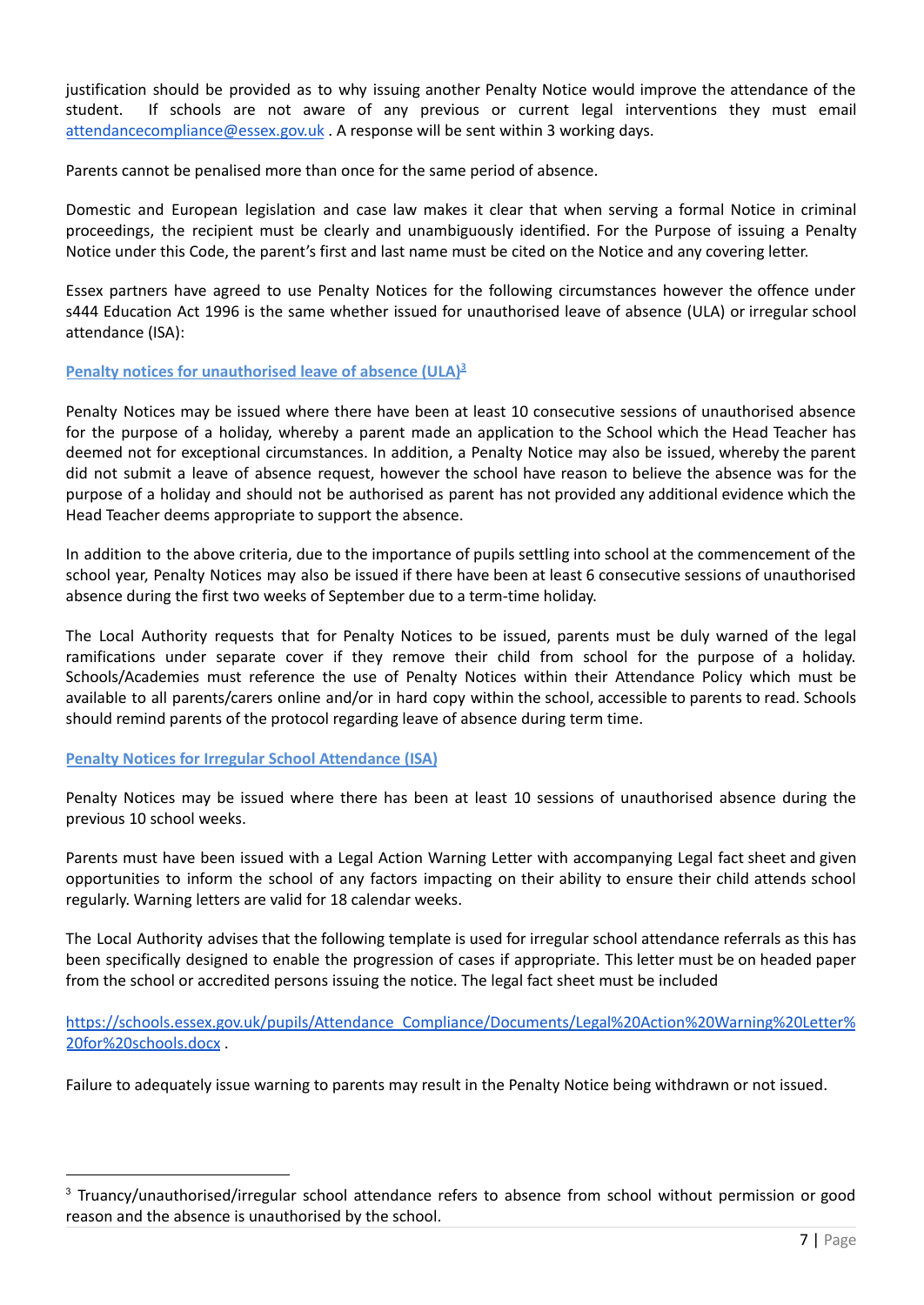justification should be provided as to why issuing another Penalty Notice would improve the attendance of the student. If schools are not aware of any previous or current legal interventions they must email attendancecompliance@essex.gov.uk . A response will be sent within 3 working days.

Parents cannot be penalised more than once for the same period of absence.

Domestic and European legislation and case law makes it clear that when serving a formal Notice in criminal proceedings, the recipient must be clearly and unambiguously identified. For the Purpose of issuing a Penalty Notice under this Code, the parent's first and last name must be cited on the Notice and any covering letter.

Essex partners have agreed to use Penalty Notices for the following circumstances however the offence under s444 Education Act 1996 is the same whether issued for unauthorised leave of absence (ULA) or irregular school attendance (ISA):

### Penalty notices for unauthorised leave of absence (ULA)[3]

Penalty Notices may be issued where there have been at least 10 consecutive sessions of unauthorised absence for the purpose of a holiday, whereby a parent made an application to the School which the Head Teacher has deemed not for exceptional circumstances. In addition, a Penalty Notice may also be issued, whereby the parent did not submit a leave of absence request, however the school have reason to believe the absence was for the purpose of a holiday and should not be authorised as parent has not provided any additional evidence which the Head Teacher deems appropriate to support the absence.

In addition to the above criteria, due to the importance of pupils settling into school at the commencement of the school year, Penalty Notices may also be issued if there have been at least 6 consecutive sessions of unauthorised absence during the first two weeks of September due to a term-time holiday.

The Local Authority requests that for Penalty Notices to be issued, parents must be duly warned of the legal ramifications under separate cover if they remove their child from school for the purpose of a holiday. Schools/Academies must reference the use of Penalty Notices within their Attendance Policy which must be available to all parents/carers online and/or in hard copy within the school, accessible to parents to read. Schools should remind parents of the protocol regarding leave of absence during term time.

### Penalty Notices for Irregular School Attendance (ISA)

Penalty Notices may be issued where there has been at least 10 sessions of unauthorised absence during the previous 10 school weeks.

Parents must have been issued with a Legal Action Warning Letter with accompanying Legal fact sheet and given opportunities to inform the school of any factors impacting on their ability to ensure their child attends school regularly. Warning letters are valid for 18 calendar weeks.

The Local Authority advises that the following template is used for irregular school attendance referrals as this has been specifically designed to enable the progression of cases if appropriate. This letter must be on headed paper from the school or accredited persons issuing the notice. The legal fact sheet must be included

https://schools.essex.gov.uk/pupils/Attendance_Compliance/Documents/Legal%20Action%20Warning%20Letter%20for%20schools.docx .

Failure to adequately issue warning to parents may result in the Penalty Notice being withdrawn or not issued.

---

[3] Truancy/unauthorised/irregular school attendance refers to absence from school without permission or good reason and the absence is unauthorised by the school.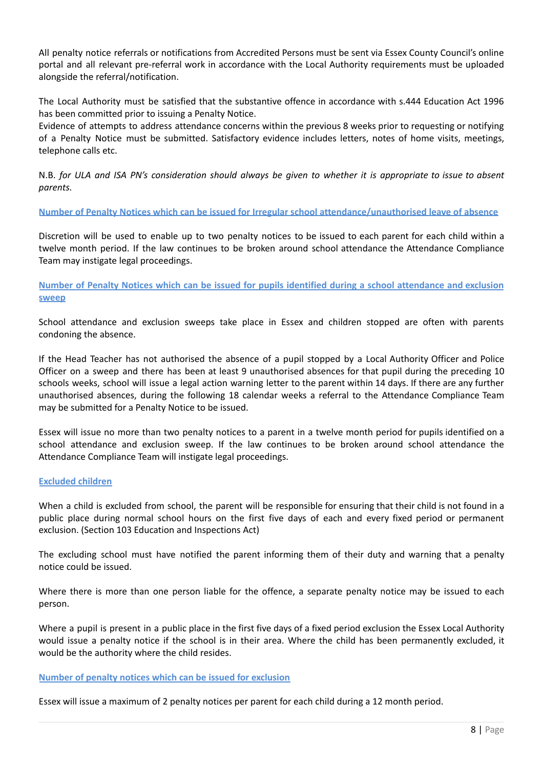All penalty notice referrals or notifications from Accredited Persons must be sent via Essex County Council's online portal and all relevant pre-referral work in accordance with the Local Authority requirements must be uploaded alongside the referral/notification.

The Local Authority must be satisfied that the substantive offence in accordance with s.444 Education Act 1996 has been committed prior to issuing a Penalty Notice.
Evidence of attempts to address attendance concerns within the previous 8 weeks prior to requesting or notifying of a Penalty Notice must be submitted. Satisfactory evidence includes letters, notes of home visits, meetings, telephone calls etc.

N.B. *for ULA and ISA PN's consideration should always be given to whether it is appropriate to issue to absent parents.*

### Number of Penalty Notices which can be issued for Irregular school attendance/unauthorised leave of absence

Discretion will be used to enable up to two penalty notices to be issued to each parent for each child within a twelve month period. If the law continues to be broken around school attendance the Attendance Compliance Team may instigate legal proceedings.

### Number of Penalty Notices which can be issued for pupils identified during a school attendance and exclusion sweep

School attendance and exclusion sweeps take place in Essex and children stopped are often with parents condoning the absence.

If the Head Teacher has not authorised the absence of a pupil stopped by a Local Authority Officer and Police Officer on a sweep and there has been at least 9 unauthorised absences for that pupil during the preceding 10 schools weeks, school will issue a legal action warning letter to the parent within 14 days. If there are any further unauthorised absences, during the following 18 calendar weeks a referral to the Attendance Compliance Team may be submitted for a Penalty Notice to be issued.

Essex will issue no more than two penalty notices to a parent in a twelve month period for pupils identified on a school attendance and exclusion sweep. If the law continues to be broken around school attendance the Attendance Compliance Team will instigate legal proceedings.

### Excluded children

When a child is excluded from school, the parent will be responsible for ensuring that their child is not found in a public place during normal school hours on the first five days of each and every fixed period or permanent exclusion. (Section 103 Education and Inspections Act)

The excluding school must have notified the parent informing them of their duty and warning that a penalty notice could be issued.

Where there is more than one person liable for the offence, a separate penalty notice may be issued to each person.

Where a pupil is present in a public place in the first five days of a fixed period exclusion the Essex Local Authority would issue a penalty notice if the school is in their area. Where the child has been permanently excluded, it would be the authority where the child resides.

### Number of penalty notices which can be issued for exclusion

Essex will issue a maximum of 2 penalty notices per parent for each child during a 12 month period.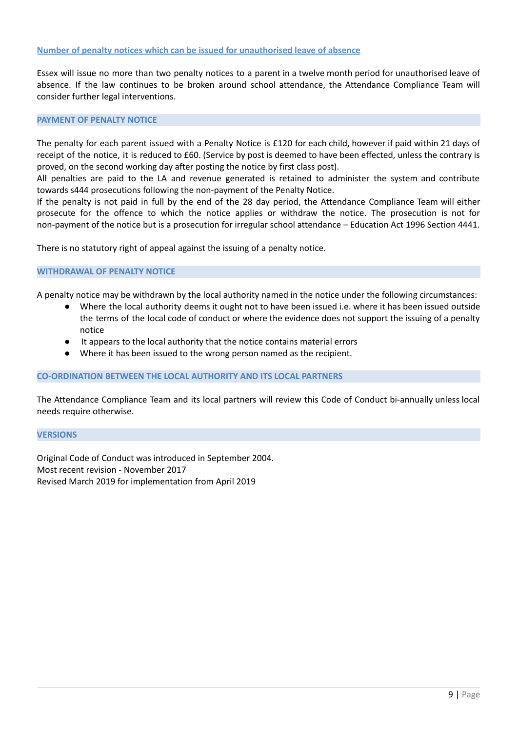### Number of penalty notices which can be issued for unauthorised leave of absence

Essex will issue no more than two penalty notices to a parent in a twelve month period for unauthorised leave of absence. If the law continues to be broken around school attendance, the Attendance Compliance Team will consider further legal interventions.

## PAYMENT OF PENALTY NOTICE

The penalty for each parent issued with a Penalty Notice is £120 for each child, however if paid within 21 days of receipt of the notice, it is reduced to £60. (Service by post is deemed to have been effected, unless the contrary is proved, on the second working day after posting the notice by first class post).

All penalties are paid to the LA and revenue generated is retained to administer the system and contribute towards s444 prosecutions following the non-payment of the Penalty Notice.

If the penalty is not paid in full by the end of the 28 day period, the Attendance Compliance Team will either prosecute for the offence to which the notice applies or withdraw the notice. The prosecution is not for non-payment of the notice but is a prosecution for irregular school attendance – Education Act 1996 Section 4441.

There is no statutory right of appeal against the issuing of a penalty notice.

## WITHDRAWAL OF PENALTY NOTICE

A penalty notice may be withdrawn by the local authority named in the notice under the following circumstances:

- Where the local authority deems it ought not to have been issued i.e. where it has been issued outside the terms of the local code of conduct or where the evidence does not support the issuing of a penalty notice
- It appears to the local authority that the notice contains material errors
- Where it has been issued to the wrong person named as the recipient.

## CO-ORDINATION BETWEEN THE LOCAL AUTHORITY AND ITS LOCAL PARTNERS

The Attendance Compliance Team and its local partners will review this Code of Conduct bi-annually unless local needs require otherwise.

## VERSIONS

Original Code of Conduct was introduced in September 2004.
Most recent revision - November 2017
Revised March 2019 for implementation from April 2019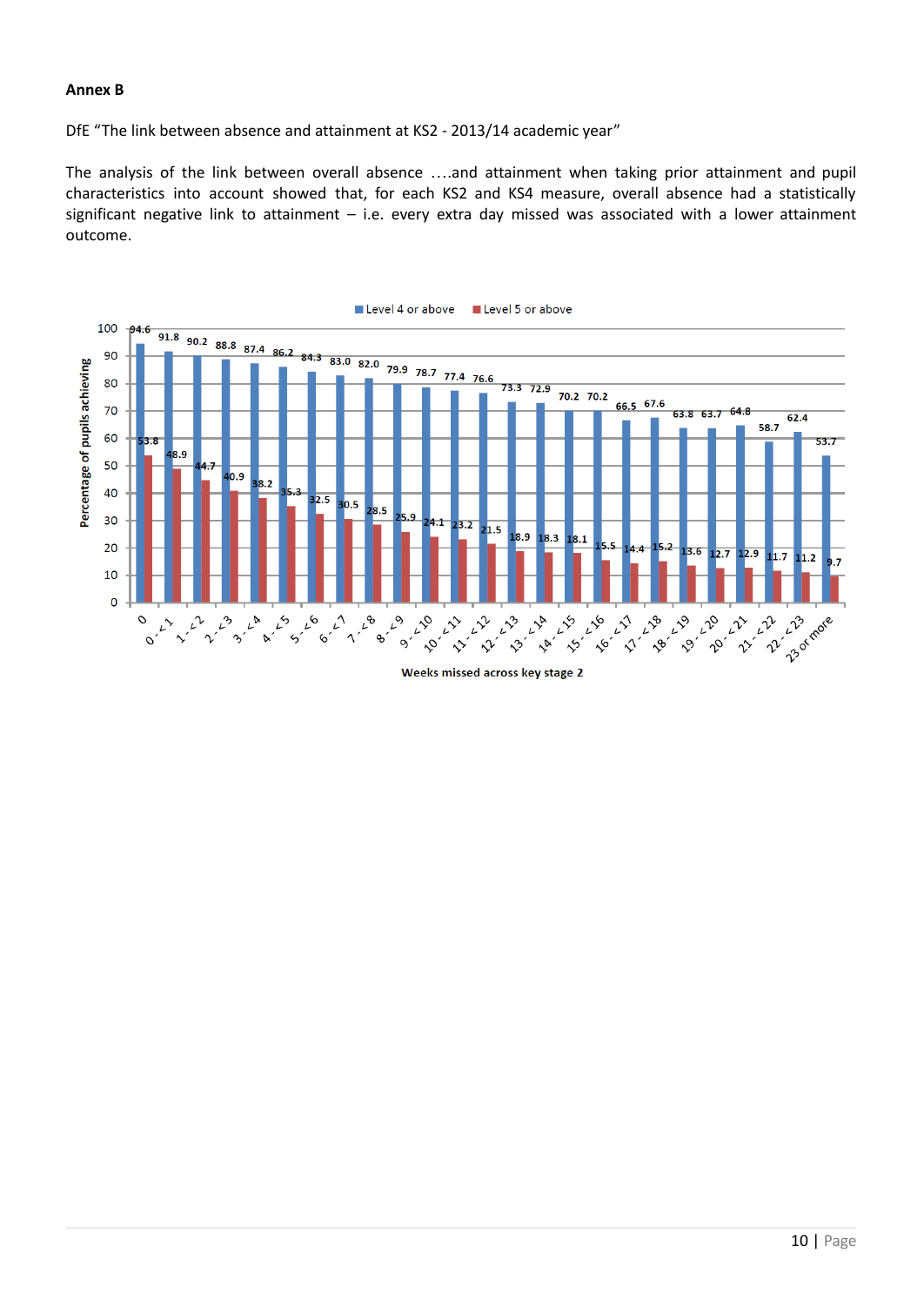**Annex B**

DfE "The link between absence and attainment at KS2 - 2013/14 academic year"

The analysis of the link between overall absence ….and attainment when taking prior attainment and pupil characteristics into account showed that, for each KS2 and KS4 measure, overall absence had a statistically significant negative link to attainment – i.e. every extra day missed was associated with a lower attainment outcome.

Percentage of pupils achieving, by weeks missed across key stage 2:

| Weeks missed across key stage 2 | Level 4 or above | Level 5 or above |
|---|---|---|
| 0 | 94.6 | 53.8 |
| 0 - < 1 | 91.8 | 48.9 |
| 1 - < 2 | 90.2 | 44.7 |
| 2 - < 3 | 88.8 | 40.9 |
| 3 - < 4 | 87.4 | 38.2 |
| 4 - < 5 | 86.2 | 35.3 |
| 5 - < 6 | 84.3 | 32.5 |
| 6 - < 7 | 83.0 | 30.5 |
| 7 - < 8 | 82.0 | 28.5 |
| 8 - < 9 | 79.9 | 25.9 |
| 9 - < 10 | 78.7 | 24.1 |
| 10 - < 11 | 77.4 | 23.2 |
| 11 - < 12 | 76.6 | 21.5 |
| 12 - < 13 | 73.3 | 18.9 |
| 13 - < 14 | 72.9 | 18.3 |
| 14 - < 15 | 70.2 | 18.1 |
| 15 - < 16 | 70.2 | 15.5 |
| 16 - < 17 | 66.5 | 14.4 |
| 17 - < 18 | 67.6 | 15.2 |
| 18 - < 19 | 63.8 | 13.6 |
| 19 - < 20 | 63.7 | 12.7 |
| 20 - < 21 | 64.8 | 12.9 |
| 21 - < 22 | 58.7 | 11.7 |
| 22 - < 23 | 62.4 | 11.2 |
| 23 or more | 53.7 | 9.7 |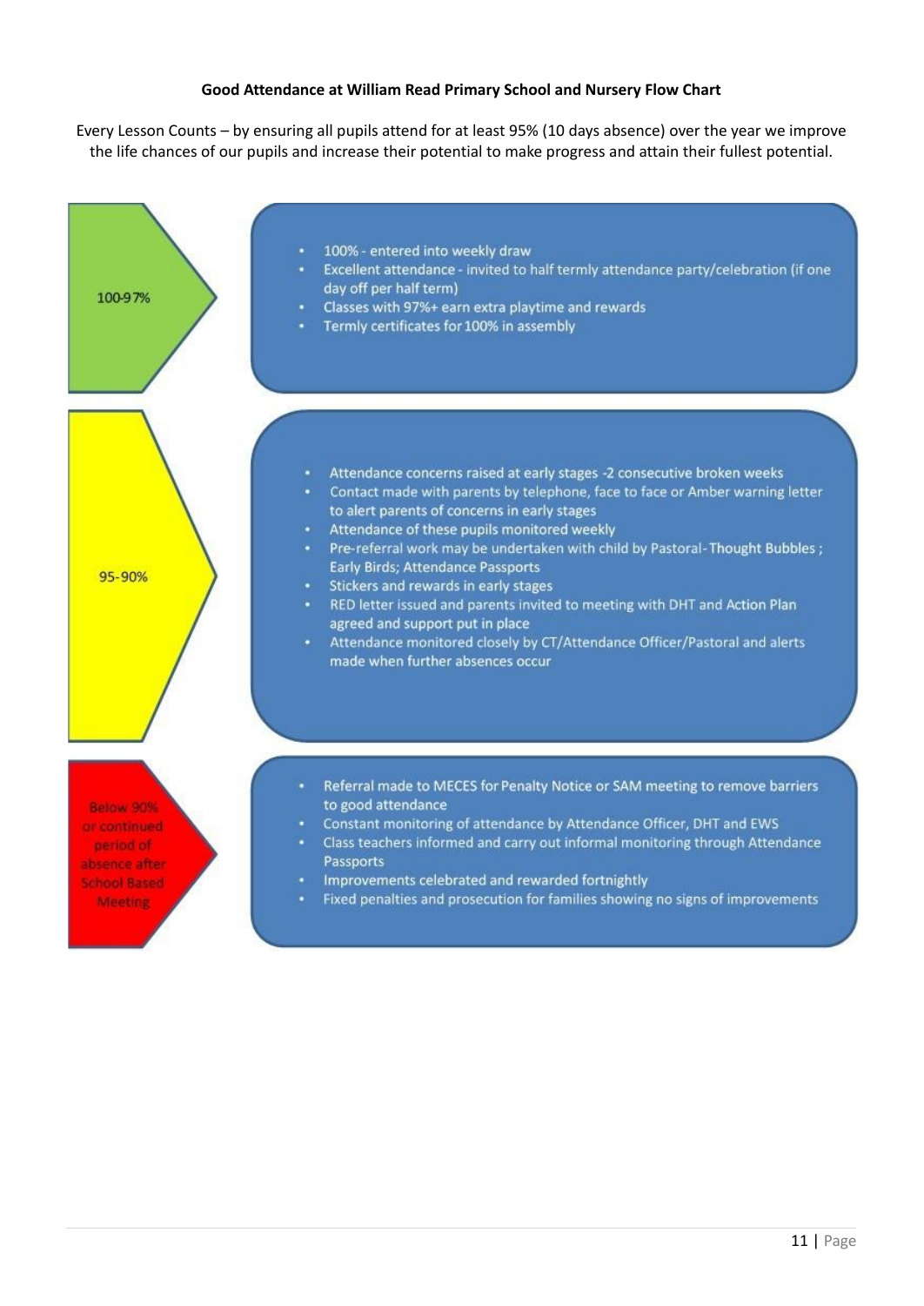**Good Attendance at William Read Primary School and Nursery Flow Chart**

Every Lesson Counts – by ensuring all pupils attend for at least 95% (10 days absence) over the year we improve the life chances of our pupils and increase their potential to make progress and attain their fullest potential.

**100-97%**

- 100% - entered into weekly draw
- Excellent attendance - invited to half termly attendance party/celebration (if one day off per half term)
- Classes with 97%+ earn extra playtime and rewards
- Termly certificates for 100% in assembly

**95-90%**

- Attendance concerns raised at early stages -2 consecutive broken weeks
- Contact made with parents by telephone, face to face or Amber warning letter to alert parents of concerns in early stages
- Attendance of these pupils monitored weekly
- Pre-referral work may be undertaken with child by Pastoral- Thought Bubbles ; Early Birds; Attendance Passports
- Stickers and rewards in early stages
- RED letter issued and parents invited to meeting with DHT and Action Plan agreed and support put in place
- Attendance monitored closely by CT/Attendance Officer/Pastoral and alerts made when further absences occur

**Below 90% or continued period of absence after School Based Meeting**

- Referral made to MECES for Penalty Notice or SAM meeting to remove barriers to good attendance
- Constant monitoring of attendance by Attendance Officer, DHT and EWS
- Class teachers informed and carry out informal monitoring through Attendance Passports
- Improvements celebrated and rewarded fortnightly
- Fixed penalties and prosecution for families showing no signs of improvements